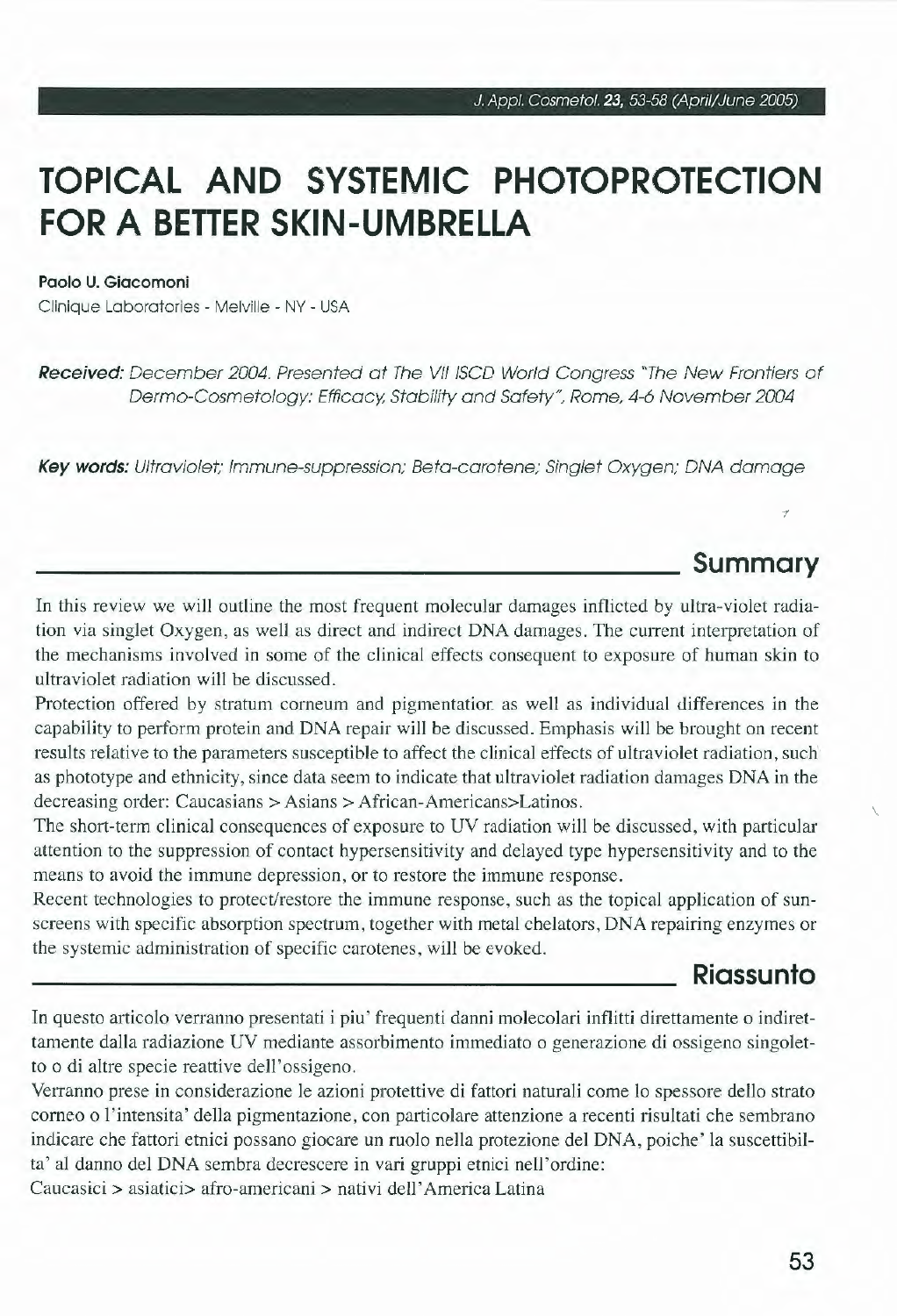# TOPICAL AND SYSTEMIC PHOTOPROTECTION FOR A BETTER SKIN-UMBRELLA

**Paolo U. Giacomoni**

Clinique Laboratories - Melville - NY - USA

***Received:*** *December 2004. Presented at The VII ISCD World Congress "The New Frontiers of Dermo-Cosmetology: Efficacy, Stability and Safety", Rome, 4-6 November 2004*

***Key words:*** *Ultraviolet; Immune-suppression; Beta-carotene; Singlet Oxygen; DNA damage*

## Summary

In this review we will outline the most frequent molecular damages inflicted by ultra-violet radiation via singlet Oxygen, as well as direct and indirect DNA damages. The current interpretation of the mechanisms involved in some of the clinical effects consequent to exposure of human skin to ultraviolet radiation will be discussed.

Protection offered by stratum corneum and pigmentation as well as individual differences in the capability to perform protein and DNA repair will be discussed. Emphasis will be brought on recent results relative to the parameters susceptible to affect the clinical effects of ultraviolet radiation, such as phototype and ethnicity, since data seem to indicate that ultraviolet radiation damages DNA in the decreasing order: Caucasians > Asians > African-Americans>Latinos.

The short-term clinical consequences of exposure to UV radiation will be discussed, with particular attention to the suppression of contact hypersensitivity and delayed type hypersensitivity and to the means to avoid the immune depression, or to restore the immune response.

Recent technologies to protect/restore the immune response, such as the topical application of sunscreens with specific absorption spectrum, together with metal chelators, DNA repairing enzymes or the systemic administration of specific carotenes, will be evoked.

## Riassunto

In questo articolo verranno presentati i piu' frequenti danni molecolari inflitti direttamente o indirettamente dalla radiazione UV mediante assorbimento immediato o generazione di ossigeno singoletto o di altre specie reattive dell'ossigeno.

Verranno prese in considerazione le azioni protettive di fattori naturali come lo spessore dello strato corneo o l'intensita' della pigmentazione, con particolare attenzione a recenti risultati che sembrano indicare che fattori etnici possano giocare un ruolo nella protezione del DNA, poiche' la suscettibilta' al danno del DNA sembra decrescere in vari gruppi etnici nell'ordine:

Caucasici > asiatici> afro-americani > nativi dell'America Latina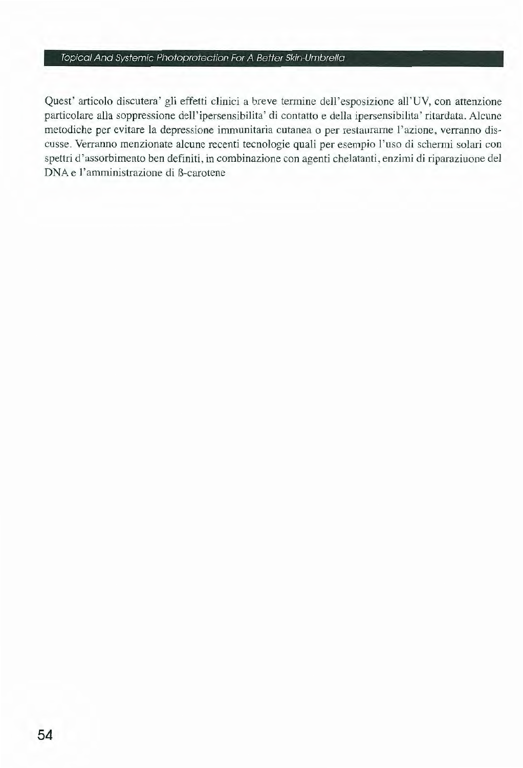Quest' articolo discutera' gli effetti clinici a breve termine dell'esposizione all'UV, con attenzione particolare alla soppressione dell'ipersensibilita' di contatto e della ipersensibilita' ritardata. Alcune metodiche per evitare la depressione immunitaria cutanea o per restaurarne l'azione, verranno discusse. Verranno menzionate alcune recenti tecnologie quali per esempio l'uso di schermi solari con spettri d'assorbimento ben definiti, in combinazione con agenti chelatanti, enzimi di riparaziuone del DNA e l'amministrazione di ß-carotene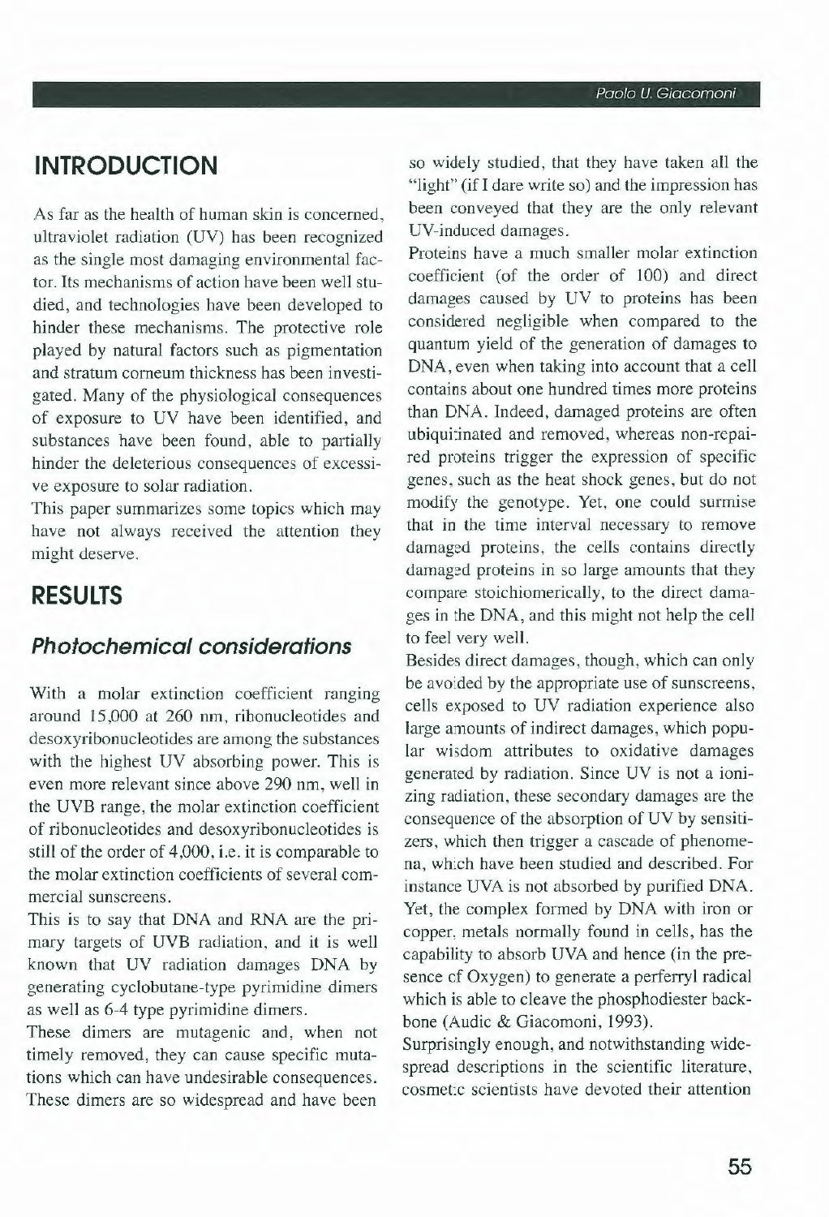## INTRODUCTION

As far as the health of human skin is concerned, ultraviolet radiation (UV) has been recognized as the single most damaging environmental factor. Its mechanisms of action have been well studied, and technologies have been developed to hinder these mechanisms. The protective role played by natural factors such as pigmentation and stratum corneum thickness has been investigated. Many of the physiological consequences of exposure to UV have been identified, and substances have been found, able to partially hinder the deleterious consequences of excessive exposure to solar radiation.

This paper summarizes some topics which may have not always received the attention they might deserve.

## RESULTS

### *Photochemical considerations*

With a molar extinction coefficient ranging around 15,000 at 260 nm, ribonucleotides and desoxyribonucleotides are among the substances with the highest UV absorbing power. This is even more relevant since above 290 nm, well in the UVB range, the molar extinction coefficient of ribonucleotides and desoxyribonucleotides is still of the order of 4,000, i.e. it is comparable to the molar extinction coefficients of several commercial sunscreens.

This is to say that DNA and RNA are the primary targets of UVB radiation, and it is well known that UV radiation damages DNA by generating cyclobutane-type pyrimidine dimers as well as 6-4 type pyrimidine dimers.

These dimers are mutagenic and, when not timely removed, they can cause specific mutations which can have undesirable consequences. These dimers are so widespread and have been so widely studied, that they have taken all the "light" (if I dare write so) and the impression has been conveyed that they are the only relevant UV-induced damages.

Proteins have a much smaller molar extinction coefficient (of the order of 100) and direct damages caused by UV to proteins has been considered negligible when compared to the quantum yield of the generation of damages to DNA, even when taking into account that a cell contains about one hundred times more proteins than DNA. Indeed, damaged proteins are often ubiquitinated and removed, whereas non-repaired proteins trigger the expression of specific genes, such as the heat shock genes, but do not modify the genotype. Yet, one could surmise that in the time interval necessary to remove damaged proteins, the cells contains directly damaged proteins in so large amounts that they compare stoichiomerically, to the direct damages in the DNA, and this might not help the cell to feel very well.

Besides direct damages, though, which can only be avoided by the appropriate use of sunscreens, cells exposed to UV radiation experience also large amounts of indirect damages, which popular wisdom attributes to oxidative damages generated by radiation. Since UV is not a ionizing radiation, these secondary damages are the consequence of the absorption of UV by sensitizers, which then trigger a cascade of phenomena, which have been studied and described. For instance UVA is not absorbed by purified DNA. Yet, the complex formed by DNA with iron or copper, metals normally found in cells, has the capability to absorb UVA and hence (in the presence of Oxygen) to generate a perferryl radical which is able to cleave the phosphodiester backbone (Audic & Giacomoni, 1993).

Surprisingly enough, and notwithstanding widespread descriptions in the scientific literature, cosmetic scientists have devoted their attention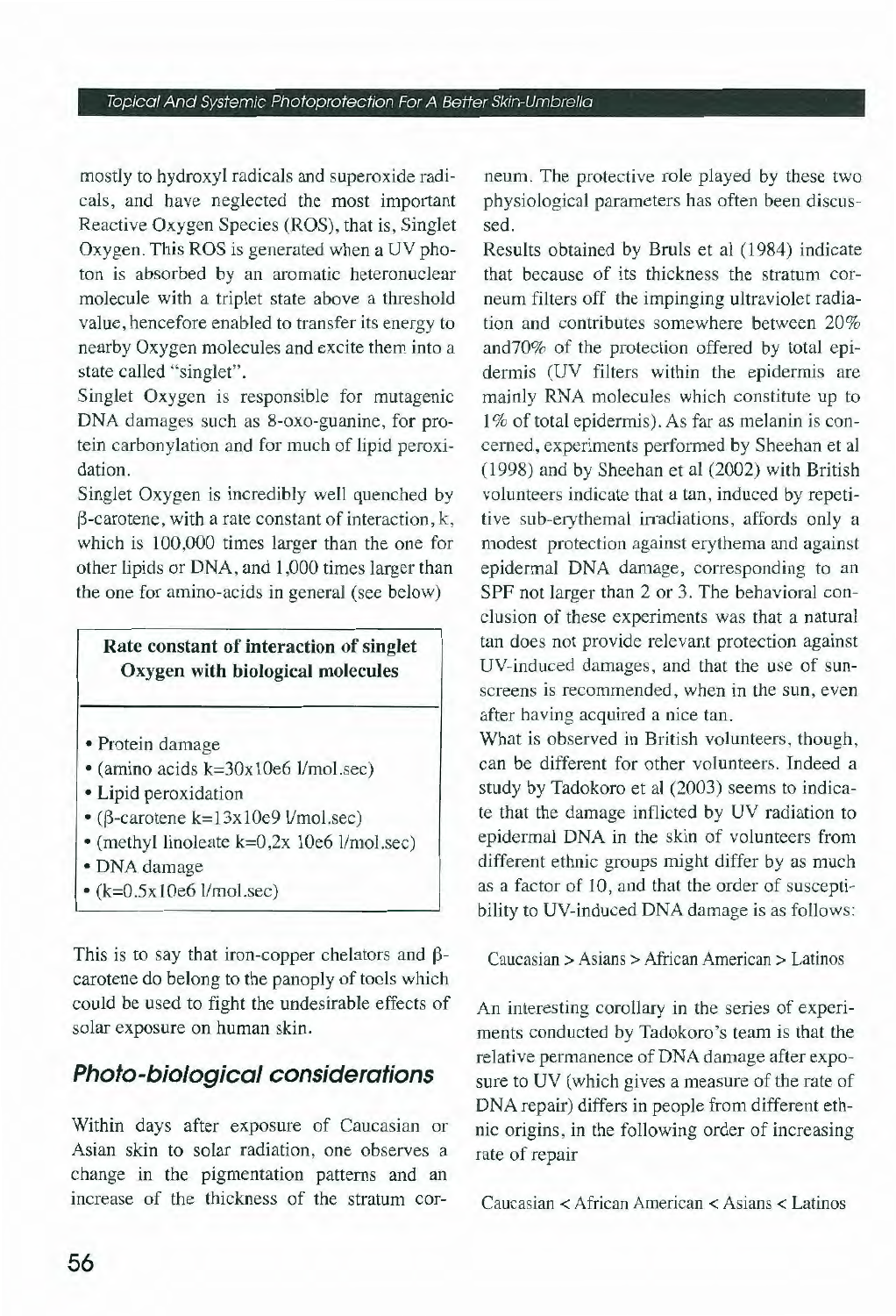mostly to hydroxyl radicals and superoxide radicals, and have neglected the most important Reactive Oxygen Species (ROS), that is, Singlet Oxygen. This ROS is generated when a UV photon is absorbed by an aromatic heteronuclear molecule with a triplet state above a threshold value, hencefore enabled to transfer its energy to nearby Oxygen molecules and excite them into a state called "singlet".

Singlet Oxygen is responsible for mutagenic DNA damages such as 8-oxo-guanine, for protein carbonylation and for much of lipid peroxidation.

Singlet Oxygen is incredibly well quenched by β-carotene, with a rate constant of interaction, k, which is 100,000 times larger than the one for other lipids or DNA, and 1,000 times larger than the one for amino-acids in general (see below)

**Rate constant of interaction of singlet Oxygen with biological molecules**

- Protein damage
- (amino acids k=30x10e6 l/mol.sec)
- Lipid peroxidation
- (β-carotene k=13x10e9 l/mol.sec)
- (methyl linoleate k=0,2x 10e6 l/mol.sec)
- DNA damage
- (k=0.5x10e6 l/mol.sec)

This is to say that iron-copper chelators and β-carotene do belong to the panoply of tools which could be used to fight the undesirable effects of solar exposure on human skin.

## *Photo-biological considerations*

Within days after exposure of Caucasian or Asian skin to solar radiation, one observes a change in the pigmentation patterns and an increase of the thickness of the stratum corneum. The protective role played by these two physiological parameters has often been discussed.

Results obtained by Bruls et al (1984) indicate that because of its thickness the stratum corneum filters off the impinging ultraviolet radiation and contributes somewhere between 20% and70% of the protection offered by total epidermis (UV filters within the epidermis are mainly RNA molecules which constitute up to 1% of total epidermis). As far as melanin is concerned, experiments performed by Sheehan et al (1998) and by Sheehan et al (2002) with British volunteers indicate that a tan, induced by repetitive sub-erythemal irradiations, affords only a modest protection against erythema and against epidermal DNA damage, corresponding to an SPF not larger than 2 or 3. The behavioral conclusion of these experiments was that a natural tan does not provide relevant protection against UV-induced damages, and that the use of sunscreens is recommended, when in the sun, even after having acquired a nice tan.

What is observed in British volunteers, though, can be different for other volunteers. Indeed a study by Tadokoro et al (2003) seems to indicate that the damage inflicted by UV radiation to epidermal DNA in the skin of volunteers from different ethnic groups might differ by as much as a factor of 10, and that the order of susceptibility to UV-induced DNA damage is as follows:

Caucasian > Asians > African American > Latinos

An interesting corollary in the series of experiments conducted by Tadokoro's team is that the relative permanence of DNA damage after exposure to UV (which gives a measure of the rate of DNA repair) differs in people from different ethnic origins, in the following order of increasing rate of repair

Caucasian < African American < Asians < Latinos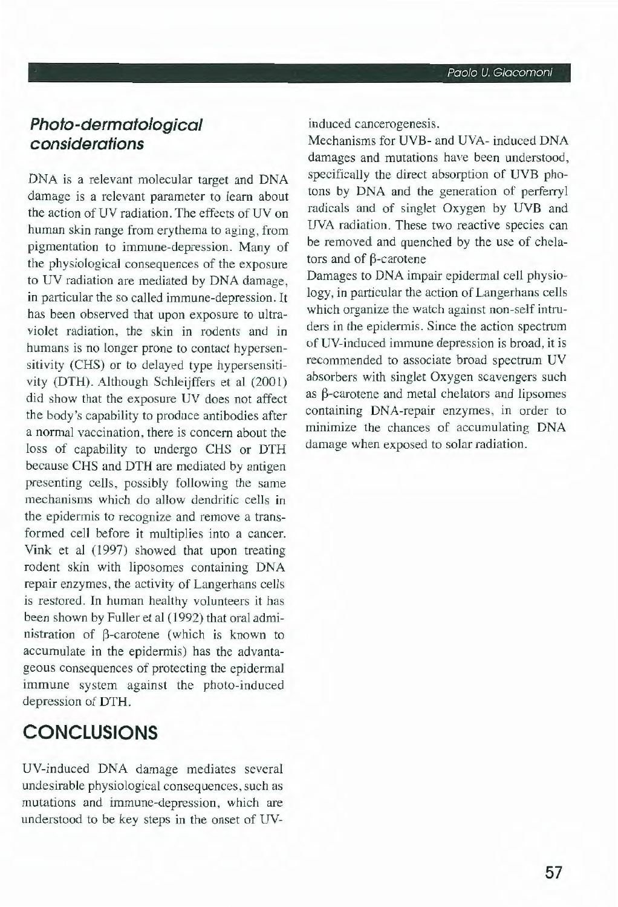### *Photo-dermatological considerations*

DNA is a relevant molecular target and DNA damage is a relevant parameter to learn about the action of UV radiation. The effects of UV on human skin range from erythema to aging, from pigmentation to immune-depression. Many of the physiological consequences of the exposure to UV radiation are mediated by DNA damage, in particular the so called immune-depression. It has been observed that upon exposure to ultraviolet radiation, the skin in rodents and in humans is no longer prone to contact hypersensitivity (CHS) or to delayed type hypersensitivity (DTH). Although Schleijffers et al (2001) did show that the exposure UV does not affect the body's capability to produce antibodies after a normal vaccination, there is concern about the loss of capability to undergo CHS or DTH because CHS and DTH are mediated by antigen presenting cells, possibly following the same mechanisms which do allow dendritic cells in the epidermis to recognize and remove a transformed cell before it multiplies into a cancer. Vink et al (1997) showed that upon treating rodent skin with liposomes containing DNA repair enzymes, the activity of Langerhans cells is restored. In human healthy volunteers it has been shown by Fuller et al (1992) that oral administration of β-carotene (which is known to accumulate in the epidermis) has the advantageous consequences of protecting the epidermal immune system against the photo-induced depression of DTH.

## CONCLUSIONS

UV-induced DNA damage mediates several undesirable physiological consequences, such as mutations and immune-depression, which are understood to be key steps in the onset of UV-induced cancerogenesis.

Mechanisms for UVB- and UVA- induced DNA damages and mutations have been understood, specifically the direct absorption of UVB photons by DNA and the generation of perferryl radicals and of singlet Oxygen by UVB and UVA radiation. These two reactive species can be removed and quenched by the use of chelators and of β-carotene

Damages to DNA impair epidermal cell physiology, in particular the action of Langerhans cells which organize the watch against non-self intruders in the epidermis. Since the action spectrum of UV-induced immune depression is broad, it is recommended to associate broad spectrum UV absorbers with singlet Oxygen scavengers such as β-carotene and metal chelators and lipsomes containing DNA-repair enzymes, in order to minimize the chances of accumulating DNA damage when exposed to solar radiation.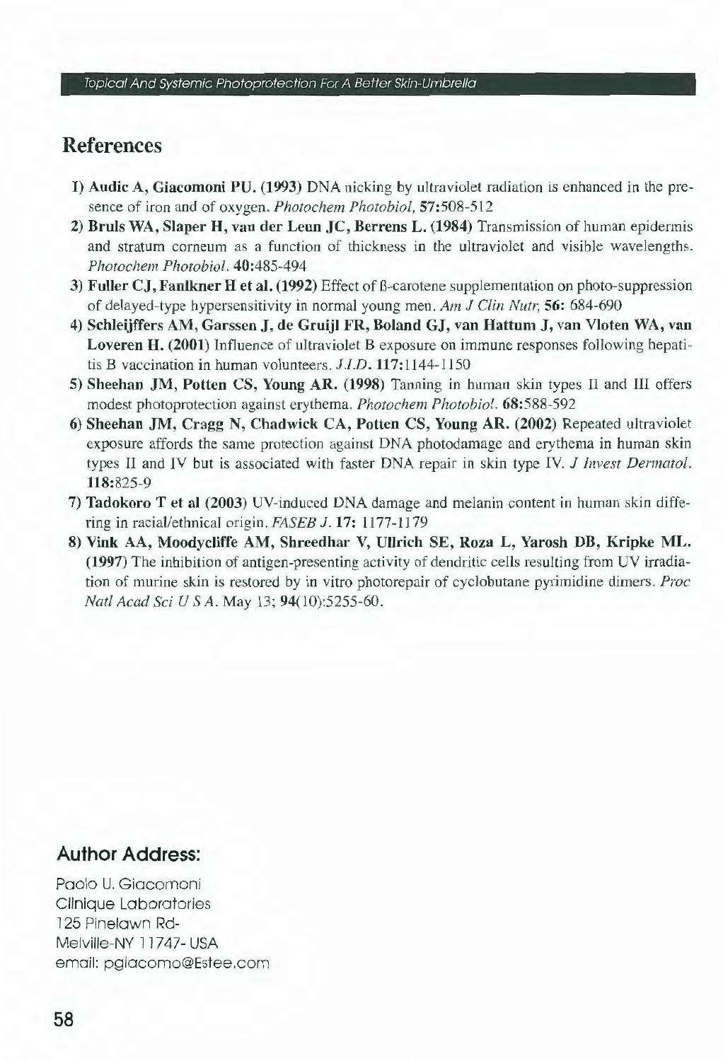## References

1) **Audic A, Giacomoni PU. (1993)** DNA nicking by ultraviolet radiation is enhanced in the presence of iron and of oxygen. *Photochem Photobiol,* **57:**508-512

2) **Bruls WA, Slaper H, van der Leun JC, Berrens L. (1984)** Transmission of human epidermis and stratum corneum as a function of thickness in the ultraviolet and visible wavelengths. *Photochem Photobiol.* **40:**485-494

3) **Fuller CJ, Faulkner H et al. (1992)** Effect of ß-carotene supplementation on photo-suppression of delayed-type hypersensitivity in normal young men. *Am J Clin Nutr,* **56:** 684-690

4) **Schleijffers AM, Garssen J, de Gruijl FR, Boland GJ, van Hattum J, van Vloten WA, van Loveren H. (2001)** Influence of ultraviolet B exposure on immune responses following hepatitis B vaccination in human volunteers. *J.I.D.* **117:**1144-1150

5) **Sheehan JM, Potten CS, Young AR. (1998)** Tanning in human skin types II and III offers modest photoprotection against erythema. *Photochem Photobiol.* **68:**588-592

6) **Sheehan JM, Cragg N, Chadwick CA, Potten CS, Young AR. (2002)** Repeated ultraviolet exposure affords the same protection against DNA photodamage and erythema in human skin types II and IV but is associated with faster DNA repair in skin type IV. *J Invest Dermatol.* **118:**825-9

7) **Tadokoro T et al (2003)** UV-induced DNA damage and melanin content in human skin differing in racial/ethnical origin. *FASEB J.* **17:** 1177-1179

8) **Vink AA, Moodycliffe AM, Shreedhar V, Ullrich SE, Roza L, Yarosh DB, Kripke ML. (1997)** The inhibition of antigen-presenting activity of dendritic cells resulting from UV irradiation of murine skin is restored by in vitro photorepair of cyclobutane pyrimidine dimers. *Proc Natl Acad Sci U S A.* May 13; **94**(10):5255-60.

### Author Address:

Paolo U. Giacomoni
Clinique Laboratories
125 Pinelawn Rd-
Melville-NY 11747- USA
email: pgiacomo@Estee.com